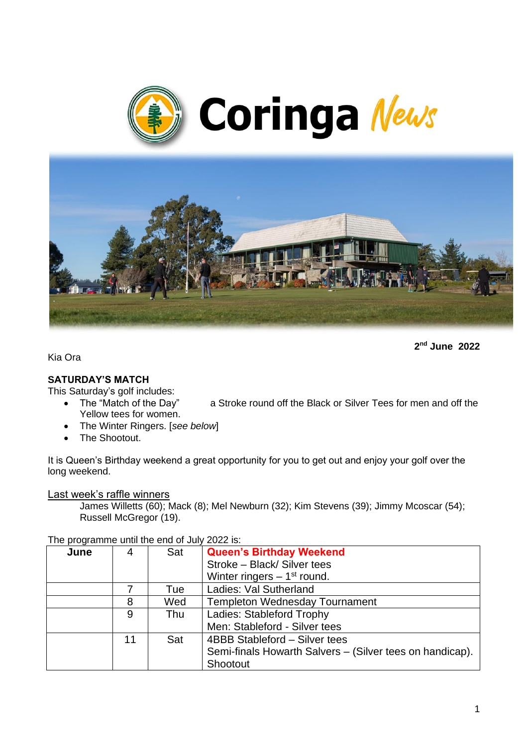# Coringa News

**2nd June 2022**

Kia Ora

**SATURDAY'S MATCH**

This Saturday's golf includes:

- The "Match of the Day" a Stroke round off the Black or Silver Tees for men and off the Yellow tees for women.
- The Winter Ringers. [*see below*]
- The Shootout.

It is Queen's Birthday weekend a great opportunity for you to get out and enjoy your golf over the long weekend.

<u>Last week's raffle winners</u>

James Willetts (60); Mack (8); Mel Newburn (32); Kim Stevens (39); Jimmy Mcoscar (54); Russell McGregor (19).

The programme until the end of July 2022 is:

| **June** | 4 | Sat | **Queen's Birthday Weekend**<br>Stroke – Black/ Silver tees<br>Winter ringers – 1st round. |
|---|---|---|---|
| | 7 | Tue | Ladies: Val Sutherland |
| | 8 | Wed | Templeton Wednesday Tournament |
| | 9 | Thu | Ladies: Stableford Trophy<br>Men: Stableford - Silver tees |
| | 11 | Sat | 4BBB Stableford – Silver tees<br>Semi-finals Howarth Salvers – (Silver tees on handicap).<br>Shootout |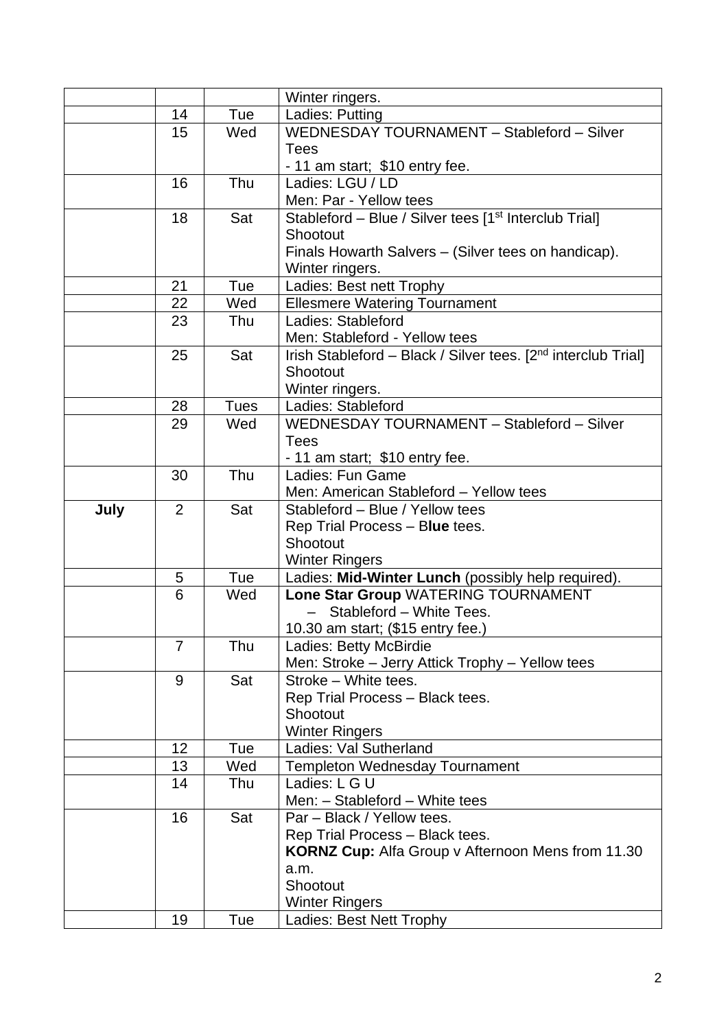| | | | |
|---|---|---|---|
| | | | Winter ringers. |
| | 14 | Tue | Ladies: Putting |
| | 15 | Wed | WEDNESDAY TOURNAMENT – Stableford – Silver Tees<br>- 11 am start; $10 entry fee. |
| | 16 | Thu | Ladies: LGU / LD<br>Men: Par - Yellow tees |
| | 18 | Sat | Stableford – Blue / Silver tees [1st Interclub Trial]<br>Shootout<br>Finals Howarth Salvers – (Silver tees on handicap).<br>Winter ringers. |
| | 21 | Tue | Ladies: Best nett Trophy |
| | 22 | Wed | Ellesmere Watering Tournament |
| | 23 | Thu | Ladies: Stableford<br>Men: Stableford - Yellow tees |
| | 25 | Sat | Irish Stableford – Black / Silver tees. [2nd interclub Trial]<br>Shootout<br>Winter ringers. |
| | 28 | Tues | Ladies: Stableford |
| | 29 | Wed | WEDNESDAY TOURNAMENT – Stableford – Silver Tees<br>- 11 am start; $10 entry fee. |
| | 30 | Thu | Ladies: Fun Game<br>Men: American Stableford – Yellow tees |
| **July** | 2 | Sat | Stableford – Blue / Yellow tees<br>Rep Trial Process – B**lue** tees.<br>Shootout<br>Winter Ringers |
| | 5 | Tue | Ladies: **Mid-Winter Lunch** (possibly help required). |
| | 6 | Wed | **Lone Star Group** WATERING TOURNAMENT<br>– Stableford – White Tees.<br>10.30 am start; ($15 entry fee.) |
| | 7 | Thu | Ladies: Betty McBirdie<br>Men: Stroke – Jerry Attick Trophy – Yellow tees |
| | 9 | Sat | Stroke – White tees.<br>Rep Trial Process – Black tees.<br>Shootout<br>Winter Ringers |
| | 12 | Tue | Ladies: Val Sutherland |
| | 13 | Wed | Templeton Wednesday Tournament |
| | 14 | Thu | Ladies: L G U<br>Men: – Stableford – White tees |
| | 16 | Sat | Par – Black / Yellow tees.<br>Rep Trial Process – Black tees.<br>**KORNZ Cup:** Alfa Group v Afternoon Mens from 11.30 a.m.<br>Shootout<br>Winter Ringers |
| | 19 | Tue | Ladies: Best Nett Trophy |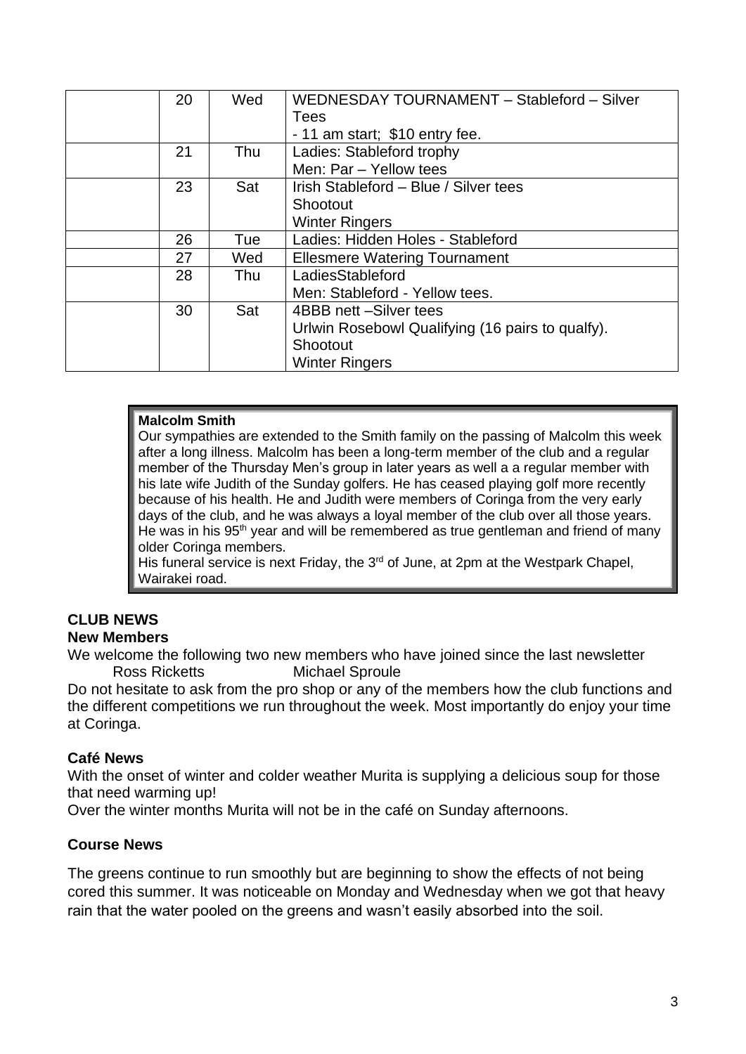|  | 20 | Wed | WEDNESDAY TOURNAMENT – Stableford – Silver Tees<br>- 11 am start; $10 entry fee. |
|---|---|---|---|
|  | 21 | Thu | Ladies: Stableford trophy<br>Men: Par – Yellow tees |
|  | 23 | Sat | Irish Stableford – Blue / Silver tees<br>Shootout<br>Winter Ringers |
|  | 26 | Tue | Ladies: Hidden Holes - Stableford |
|  | 27 | Wed | Ellesmere Watering Tournament |
|  | 28 | Thu | LadiesStableford<br>Men: Stableford - Yellow tees. |
|  | 30 | Sat | 4BBB nett –Silver tees<br>Urlwin Rosebowl Qualifying (16 pairs to qualfy).<br>Shootout<br>Winter Ringers |

**Malcolm Smith**

Our sympathies are extended to the Smith family on the passing of Malcolm this week after a long illness. Malcolm has been a long-term member of the club and a regular member of the Thursday Men's group in later years as well a a regular member with his late wife Judith of the Sunday golfers. He has ceased playing golf more recently because of his health. He and Judith were members of Coringa from the very early days of the club, and he was always a loyal member of the club over all those years. He was in his 95th year and will be remembered as true gentleman and friend of many older Coringa members.

His funeral service is next Friday, the 3rd of June, at 2pm at the Westpark Chapel, Wairakei road.

## CLUB NEWS

### New Members

We welcome the following two new members who have joined since the last newsletter

Ross Ricketts    Michael Sproule

Do not hesitate to ask from the pro shop or any of the members how the club functions and the different competitions we run throughout the week. Most importantly do enjoy your time at Coringa.

### Café News

With the onset of winter and colder weather Murita is supplying a delicious soup for those that need warming up!

Over the winter months Murita will not be in the café on Sunday afternoons.

### Course News

The greens continue to run smoothly but are beginning to show the effects of not being cored this summer. It was noticeable on Monday and Wednesday when we got that heavy rain that the water pooled on the greens and wasn't easily absorbed into the soil.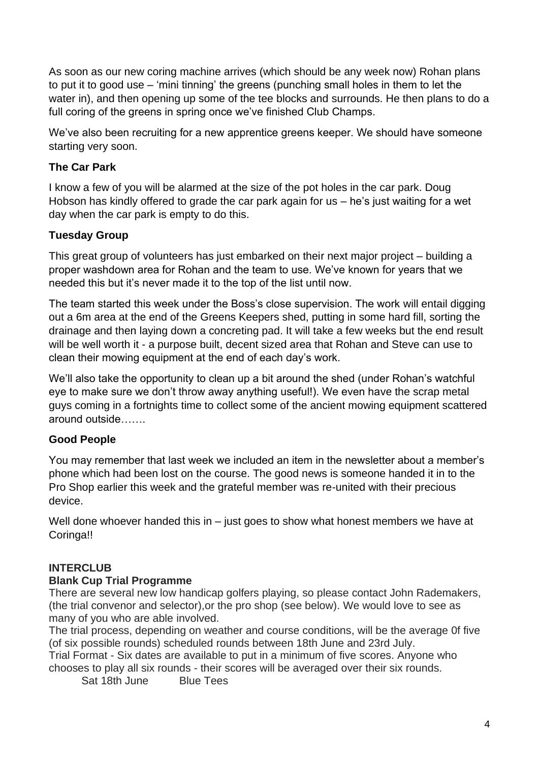As soon as our new coring machine arrives (which should be any week now) Rohan plans to put it to good use – 'mini tinning' the greens (punching small holes in them to let the water in), and then opening up some of the tee blocks and surrounds. He then plans to do a full coring of the greens in spring once we've finished Club Champs.

We've also been recruiting for a new apprentice greens keeper. We should have someone starting very soon.

### The Car Park

I know a few of you will be alarmed at the size of the pot holes in the car park. Doug Hobson has kindly offered to grade the car park again for us – he's just waiting for a wet day when the car park is empty to do this.

### Tuesday Group

This great group of volunteers has just embarked on their next major project – building a proper washdown area for Rohan and the team to use. We've known for years that we needed this but it's never made it to the top of the list until now.

The team started this week under the Boss's close supervision. The work will entail digging out a 6m area at the end of the Greens Keepers shed, putting in some hard fill, sorting the drainage and then laying down a concreting pad. It will take a few weeks but the end result will be well worth it - a purpose built, decent sized area that Rohan and Steve can use to clean their mowing equipment at the end of each day's work.

We'll also take the opportunity to clean up a bit around the shed (under Rohan's watchful eye to make sure we don't throw away anything useful!). We even have the scrap metal guys coming in a fortnights time to collect some of the ancient mowing equipment scattered around outside…….

### Good People

You may remember that last week we included an item in the newsletter about a member's phone which had been lost on the course. The good news is someone handed it in to the Pro Shop earlier this week and the grateful member was re-united with their precious device.

Well done whoever handed this in – just goes to show what honest members we have at Coringa!!

## INTERCLUB

### Blank Cup Trial Programme

There are several new low handicap golfers playing, so please contact John Rademakers, (the trial convenor and selector),or the pro shop (see below). We would love to see as many of you who are able involved.

The trial process, depending on weather and course conditions, will be the average 0f five (of six possible rounds) scheduled rounds between 18th June and 23rd July.

Trial Format - Six dates are available to put in a minimum of five scores. Anyone who chooses to play all six rounds - their scores will be averaged over their six rounds.

Sat 18th June Blue Tees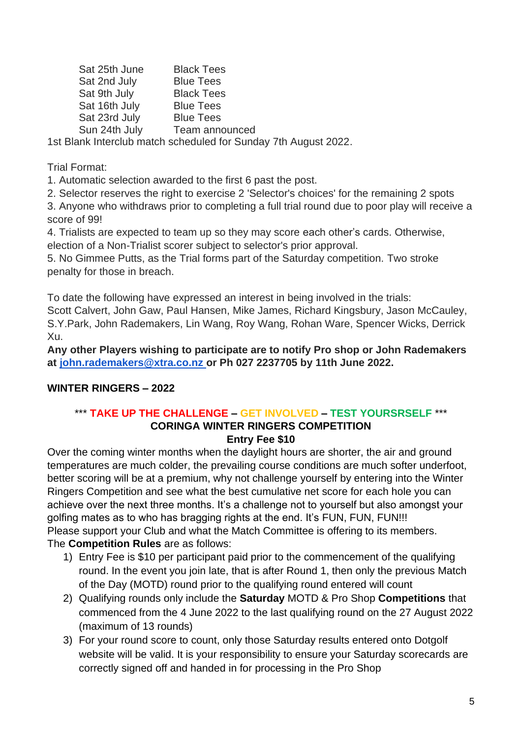| | |
|---|---|
| Sat 25th June | Black Tees |
| Sat 2nd July | Blue Tees |
| Sat 9th July | Black Tees |
| Sat 16th July | Blue Tees |
| Sat 23rd July | Blue Tees |
| Sun 24th July | Team announced |

1st Blank Interclub match scheduled for Sunday 7th August 2022.

Trial Format:

1. Automatic selection awarded to the first 6 past the post.
2. Selector reserves the right to exercise 2 'Selector's choices' for the remaining 2 spots
3. Anyone who withdraws prior to completing a full trial round due to poor play will receive a score of 99!
4. Trialists are expected to team up so they may score each other's cards. Otherwise, election of a Non-Trialist scorer subject to selector's prior approval.
5. No Gimmee Putts, as the Trial forms part of the Saturday competition. Two stroke penalty for those in breach.

To date the following have expressed an interest in being involved in the trials:
Scott Calvert, John Gaw, Paul Hansen, Mike James, Richard Kingsbury, Jason McCauley, S.Y.Park, John Rademakers, Lin Wang, Roy Wang, Rohan Ware, Spencer Wicks, Derrick Xu.

**Any other Players wishing to participate are to notify Pro shop or John Rademakers at [john.rademakers@xtra.co.nz](mailto:john.rademakers@xtra.co.nz) or Ph 027 2237705 by 11th June 2022.**

## WINTER RINGERS – 2022

**\*\*\* TAKE UP THE CHALLENGE – GET INVOLVED – TEST YOURSRSELF \*\*\***

**CORINGA WINTER RINGERS COMPETITION**

**Entry Fee $10**

Over the coming winter months when the daylight hours are shorter, the air and ground temperatures are much colder, the prevailing course conditions are much softer underfoot, better scoring will be at a premium, why not challenge yourself by entering into the Winter Ringers Competition and see what the best cumulative net score for each hole you can achieve over the next three months. It's a challenge not to yourself but also amongst your golfing mates as to who has bragging rights at the end. It's FUN, FUN, FUN!!!
Please support your Club and what the Match Committee is offering to its members.
The **Competition Rules** are as follows:

1) Entry Fee is $10 per participant paid prior to the commencement of the qualifying round. In the event you join late, that is after Round 1, then only the previous Match of the Day (MOTD) round prior to the qualifying round entered will count
2) Qualifying rounds only include the **Saturday** MOTD & Pro Shop **Competitions** that commenced from the 4 June 2022 to the last qualifying round on the 27 August 2022 (maximum of 13 rounds)
3) For your round score to count, only those Saturday results entered onto Dotgolf website will be valid. It is your responsibility to ensure your Saturday scorecards are correctly signed off and handed in for processing in the Pro Shop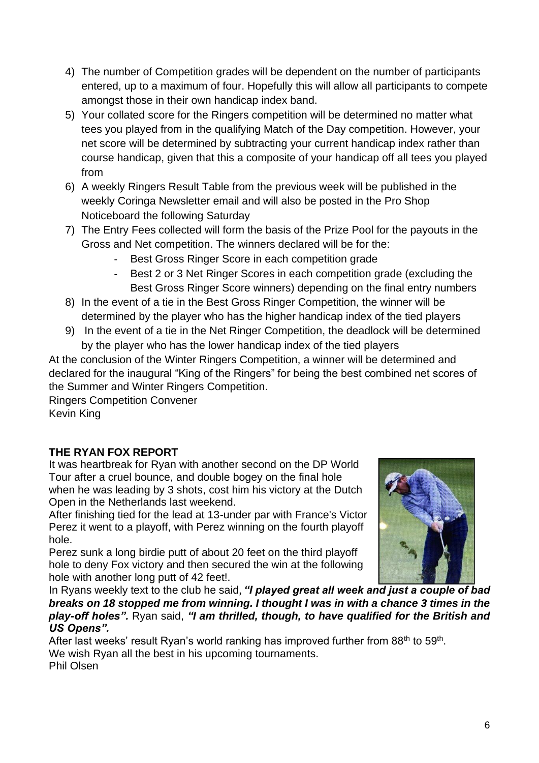4) The number of Competition grades will be dependent on the number of participants entered, up to a maximum of four. Hopefully this will allow all participants to compete amongst those in their own handicap index band.
5) Your collated score for the Ringers competition will be determined no matter what tees you played from in the qualifying Match of the Day competition. However, your net score will be determined by subtracting your current handicap index rather than course handicap, given that this a composite of your handicap off all tees you played from
6) A weekly Ringers Result Table from the previous week will be published in the weekly Coringa Newsletter email and will also be posted in the Pro Shop Noticeboard the following Saturday
7) The Entry Fees collected will form the basis of the Prize Pool for the payouts in the Gross and Net competition. The winners declared will be for the:
   - Best Gross Ringer Score in each competition grade
   - Best 2 or 3 Net Ringer Scores in each competition grade (excluding the Best Gross Ringer Score winners) depending on the final entry numbers
8) In the event of a tie in the Best Gross Ringer Competition, the winner will be determined by the player who has the higher handicap index of the tied players
9) In the event of a tie in the Net Ringer Competition, the deadlock will be determined by the player who has the lower handicap index of the tied players

At the conclusion of the Winter Ringers Competition, a winner will be determined and declared for the inaugural "King of the Ringers" for being the best combined net scores of the Summer and Winter Ringers Competition.

Ringers Competition Convener
Kevin King

**THE RYAN FOX REPORT**

It was heartbreak for Ryan with another second on the DP World Tour after a cruel bounce, and double bogey on the final hole when he was leading by 3 shots, cost him his victory at the Dutch Open in the Netherlands last weekend.

After finishing tied for the lead at 13-under par with France's Victor Perez it went to a playoff, with Perez winning on the fourth playoff hole.

Perez sunk a long birdie putt of about 20 feet on the third playoff hole to deny Fox victory and then secured the win at the following hole with another long putt of 42 feet!.

In Ryans weekly text to the club he said, ***"I played great all week and just a couple of bad breaks on 18 stopped me from winning. I thought I was in with a chance 3 times in the play-off holes".*** Ryan said, ***"I am thrilled, though, to have qualified for the British and US Opens".***

After last weeks' result Ryan's world ranking has improved further from 88th to 59th.

We wish Ryan all the best in his upcoming tournaments.

Phil Olsen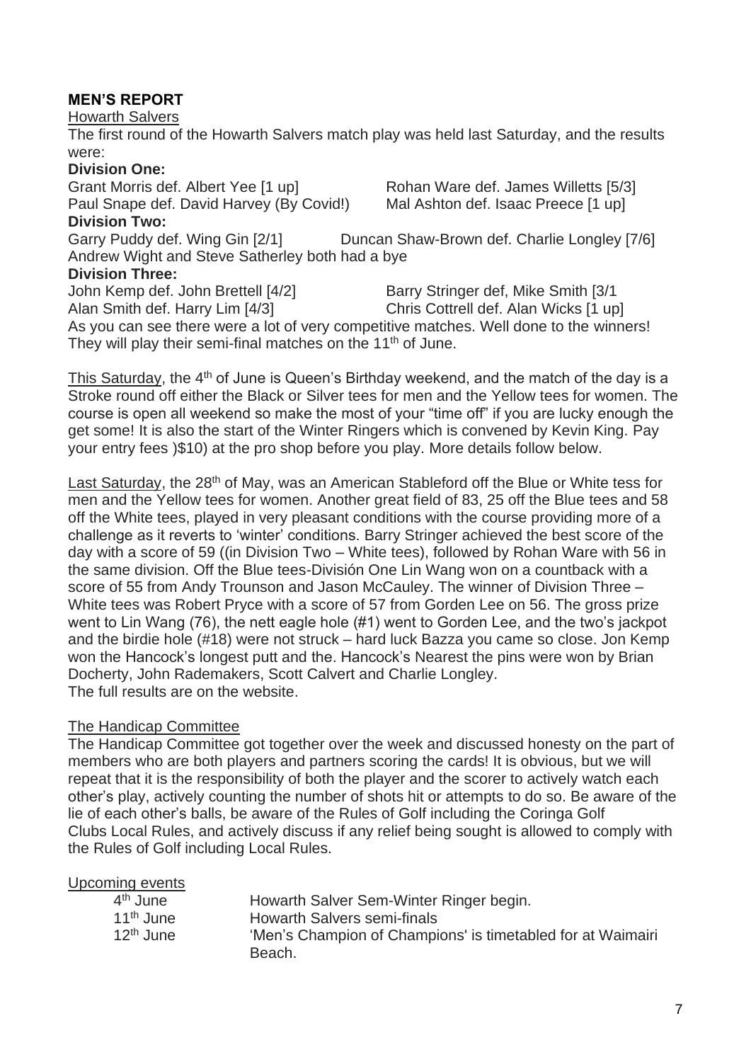## MEN'S REPORT

Howarth Salvers

The first round of the Howarth Salvers match play was held last Saturday, and the results were:

**Division One:**

Grant Morris def. Albert Yee [1 up]

Rohan Ware def. James Willetts [5/3]

Paul Snape def. David Harvey (By Covid!)

Mal Ashton def. Isaac Preece [1 up]

**Division Two:**

Garry Puddy def. Wing Gin [2/1]

Duncan Shaw-Brown def. Charlie Longley [7/6]

Andrew Wight and Steve Satherley both had a bye

**Division Three:**

John Kemp def. John Brettell [4/2]

Barry Stringer def, Mike Smith [3/1

Alan Smith def. Harry Lim [4/3]

Chris Cottrell def. Alan Wicks [1 up]

As you can see there were a lot of very competitive matches. Well done to the winners! They will play their semi-final matches on the 11th of June.

This Saturday, the 4th of June is Queen's Birthday weekend, and the match of the day is a Stroke round off either the Black or Silver tees for men and the Yellow tees for women. The course is open all weekend so make the most of your "time off" if you are lucky enough the get some! It is also the start of the Winter Ringers which is convened by Kevin King. Pay your entry fees )$10) at the pro shop before you play. More details follow below.

Last Saturday, the 28th of May, was an American Stableford off the Blue or White tess for men and the Yellow tees for women. Another great field of 83, 25 off the Blue tees and 58 off the White tees, played in very pleasant conditions with the course providing more of a challenge as it reverts to 'winter' conditions. Barry Stringer achieved the best score of the day with a score of 59 ((in Division Two – White tees), followed by Rohan Ware with 56 in the same division. Off the Blue tees-División One Lin Wang won on a countback with a score of 55 from Andy Trounson and Jason McCauley. The winner of Division Three – White tees was Robert Pryce with a score of 57 from Gorden Lee on 56. The gross prize went to Lin Wang (76), the nett eagle hole (#1) went to Gorden Lee, and the two's jackpot and the birdie hole (#18) were not struck – hard luck Bazza you came so close. Jon Kemp won the Hancock's longest putt and the. Hancock's Nearest the pins were won by Brian Docherty, John Rademakers, Scott Calvert and Charlie Longley.
The full results are on the website.

The Handicap Committee

The Handicap Committee got together over the week and discussed honesty on the part of members who are both players and partners scoring the cards! It is obvious, but we will repeat that it is the responsibility of both the player and the scorer to actively watch each other's play, actively counting the number of shots hit or attempts to do so. Be aware of the lie of each other's balls, be aware of the Rules of Golf including the Coringa Golf Clubs Local Rules, and actively discuss if any relief being sought is allowed to comply with the Rules of Golf including Local Rules.

Upcoming events

| | |
|---|---|
| 4th June | Howarth Salver Sem-Winter Ringer begin. |
| 11th June | Howarth Salvers semi-finals |
| 12th June | 'Men's Champion of Champions' is timetabled for at Waimairi Beach. |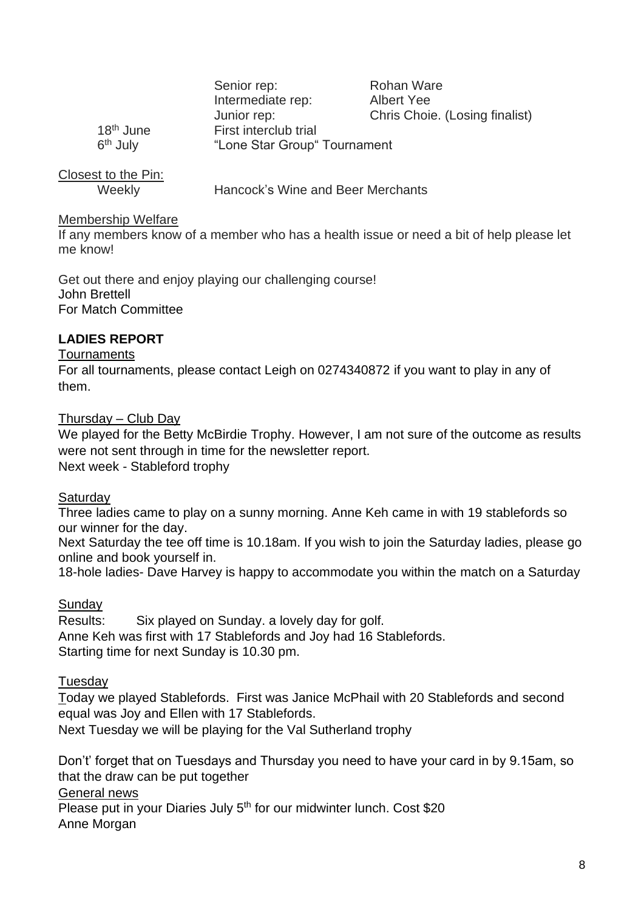| | | |
|---|---|---|
| | Senior rep: | Rohan Ware |
| | Intermediate rep: | Albert Yee |
| | Junior rep: | Chris Choie. (Losing finalist) |
| 18th June | First interclub trial | |
| 6th July | "Lone Star Group" Tournament | |

Closest to the Pin:

Weekly Hancock's Wine and Beer Merchants

Membership Welfare

If any members know of a member who has a health issue or need a bit of help please let me know!

Get out there and enjoy playing our challenging course!
John Brettell
For Match Committee

**LADIES REPORT**

Tournaments

For all tournaments, please contact Leigh on 0274340872 if you want to play in any of them.

Thursday – Club Day

We played for the Betty McBirdie Trophy. However, I am not sure of the outcome as results were not sent through in time for the newsletter report.
Next week - Stableford trophy

Saturday

Three ladies came to play on a sunny morning. Anne Keh came in with 19 stablefords so our winner for the day.
Next Saturday the tee off time is 10.18am. If you wish to join the Saturday ladies, please go online and book yourself in.
18-hole ladies- Dave Harvey is happy to accommodate you within the match on a Saturday

Sunday

Results: Six played on Sunday. a lovely day for golf.
Anne Keh was first with 17 Stablefords and Joy had 16 Stablefords.
Starting time for next Sunday is 10.30 pm.

Tuesday

Today we played Stablefords. First was Janice McPhail with 20 Stablefords and second equal was Joy and Ellen with 17 Stablefords.
Next Tuesday we will be playing for the Val Sutherland trophy

Don't' forget that on Tuesdays and Thursday you need to have your card in by 9.15am, so that the draw can be put together

General news

Please put in your Diaries July 5th for our midwinter lunch. Cost $20
Anne Morgan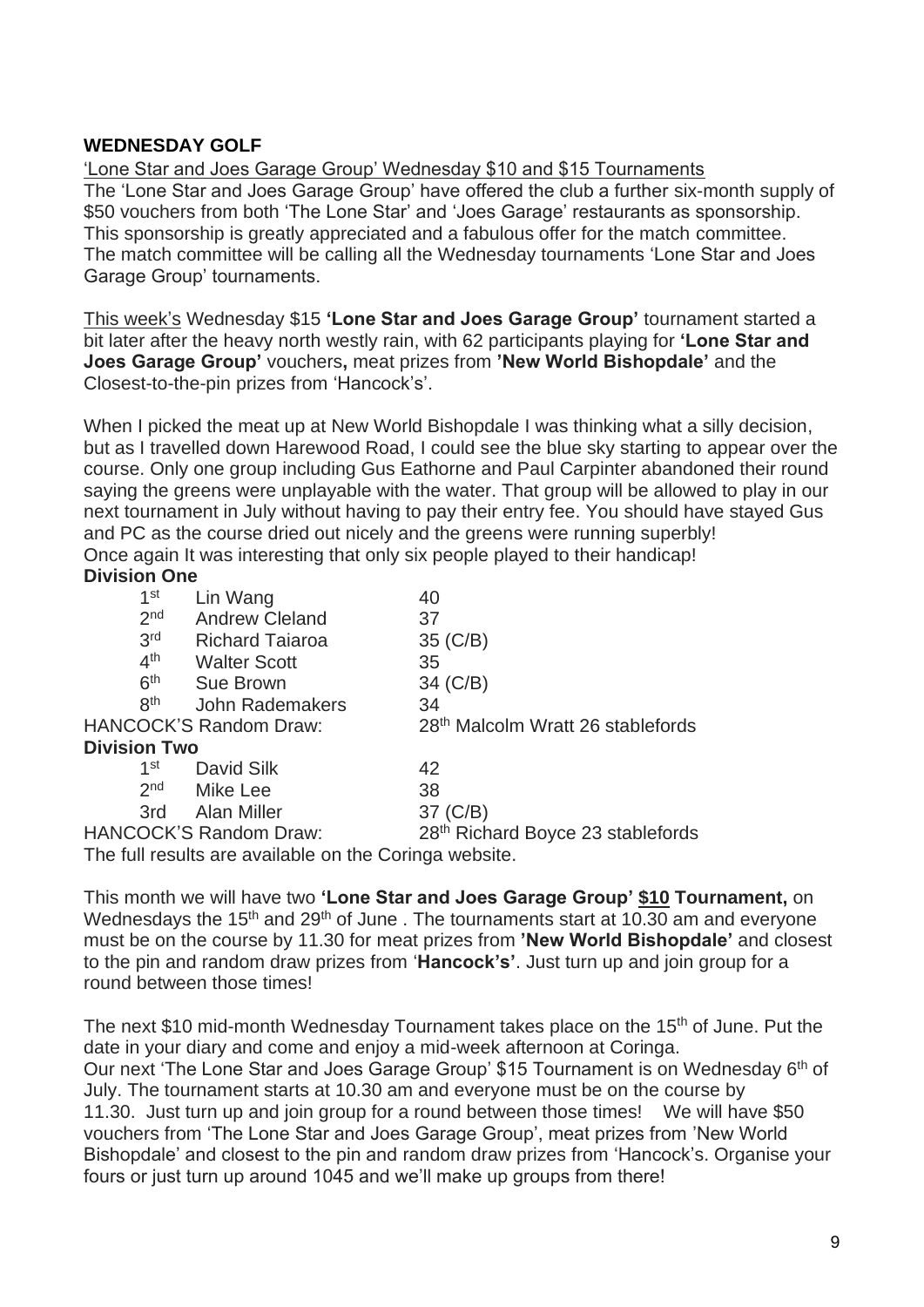## WEDNESDAY GOLF

'Lone Star and Joes Garage Group' Wednesday $10 and $15 Tournaments

The 'Lone Star and Joes Garage Group' have offered the club a further six-month supply of $50 vouchers from both 'The Lone Star' and 'Joes Garage' restaurants as sponsorship. This sponsorship is greatly appreciated and a fabulous offer for the match committee. The match committee will be calling all the Wednesday tournaments 'Lone Star and Joes Garage Group' tournaments.

This week's Wednesday $15 **'Lone Star and Joes Garage Group'** tournament started a bit later after the heavy north westly rain, with 62 participants playing for **'Lone Star and Joes Garage Group'** vouchers**,** meat prizes from **'New World Bishopdale'** and the Closest-to-the-pin prizes from 'Hancock's'.

When I picked the meat up at New World Bishopdale I was thinking what a silly decision, but as I travelled down Harewood Road, I could see the blue sky starting to appear over the course. Only one group including Gus Eathorne and Paul Carpinter abandoned their round saying the greens were unplayable with the water. That group will be allowed to play in our next tournament in July without having to pay their entry fee. You should have stayed Gus and PC as the course dried out nicely and the greens were running superbly!
Once again It was interesting that only six people played to their handicap!

**Division One**

| | | |
|---|---|---|
| 1st | Lin Wang | 40 |
| 2nd | Andrew Cleland | 37 |
| 3rd | Richard Taiaroa | 35 (C/B) |
| 4th | Walter Scott | 35 |
| 6th | Sue Brown | 34 (C/B) |
| 8th | John Rademakers | 34 |
| HANCOCK'S Random Draw: | | 28th Malcolm Wratt 26 stablefords |

**Division Two**

| | | |
|---|---|---|
| 1st | David Silk | 42 |
| 2nd | Mike Lee | 38 |
| 3rd | Alan Miller | 37 (C/B) |
| HANCOCK'S Random Draw: | | 28th Richard Boyce 23 stablefords |

The full results are available on the Coringa website.

This month we will have two **'Lone Star and Joes Garage Group' $10 Tournament,** on Wednesdays the 15th and 29th of June . The tournaments start at 10.30 am and everyone must be on the course by 11.30 for meat prizes from **'New World Bishopdale'** and closest to the pin and random draw prizes from '**Hancock's'**. Just turn up and join group for a round between those times!

The next $10 mid-month Wednesday Tournament takes place on the 15th of June. Put the date in your diary and come and enjoy a mid-week afternoon at Coringa.
Our next 'The Lone Star and Joes Garage Group' $15 Tournament is on Wednesday 6th of July. The tournament starts at 10.30 am and everyone must be on the course by 11.30. Just turn up and join group for a round between those times! We will have $50 vouchers from 'The Lone Star and Joes Garage Group', meat prizes from 'New World Bishopdale' and closest to the pin and random draw prizes from 'Hancock's. Organise your fours or just turn up around 1045 and we'll make up groups from there!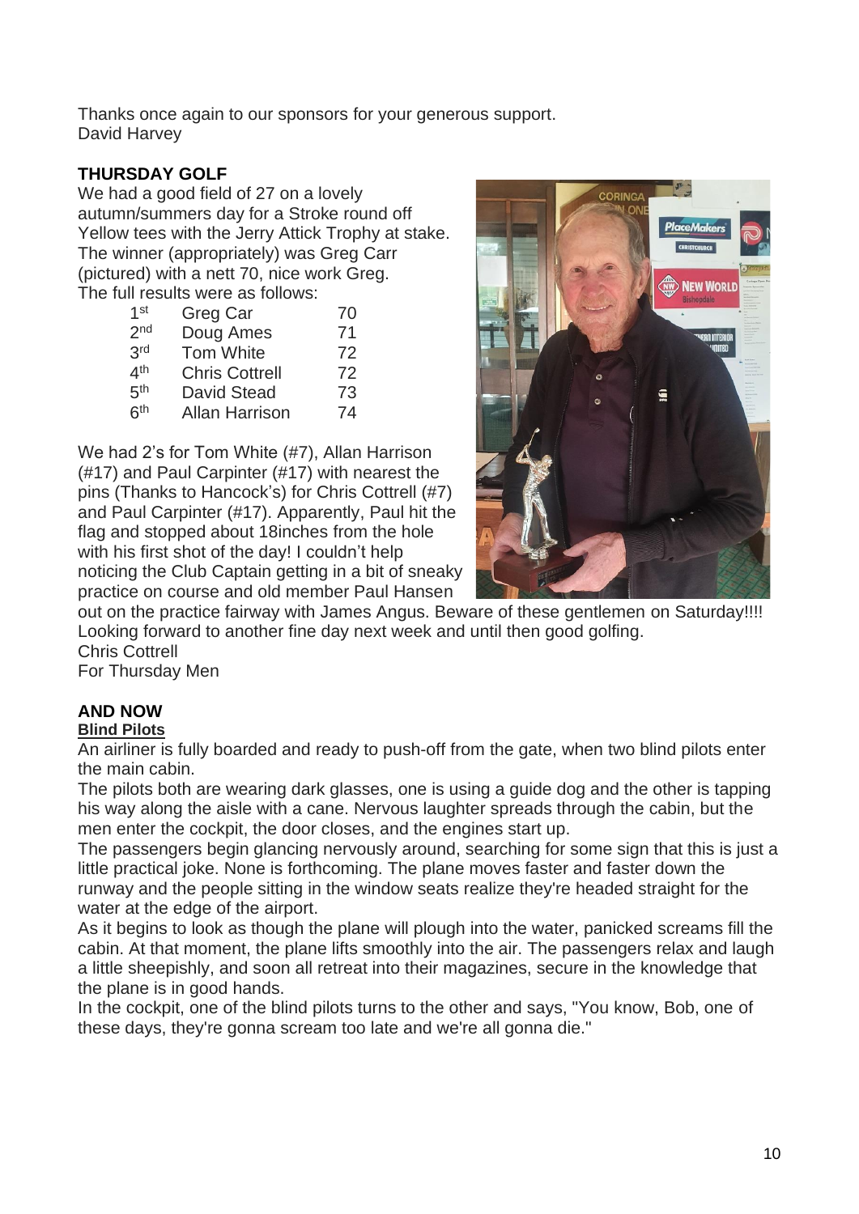Thanks once again to our sponsors for your generous support.
David Harvey

**THURSDAY GOLF**

We had a good field of 27 on a lovely autumn/summers day for a Stroke round off Yellow tees with the Jerry Attick Trophy at stake. The winner (appropriately) was Greg Carr (pictured) with a nett 70, nice work Greg.
The full results were as follows:

| | | |
|---|---|---|
| 1st | Greg Car | 70 |
| 2nd | Doug Ames | 71 |
| 3rd | Tom White | 72 |
| 4th | Chris Cottrell | 72 |
| 5th | David Stead | 73 |
| 6th | Allan Harrison | 74 |

We had 2's for Tom White (#7), Allan Harrison (#17) and Paul Carpinter (#17) with nearest the pins (Thanks to Hancock's) for Chris Cottrell (#7) and Paul Carpinter (#17). Apparently, Paul hit the flag and stopped about 18inches from the hole with his first shot of the day! I couldn't help noticing the Club Captain getting in a bit of sneaky practice on course and old member Paul Hansen out on the practice fairway with James Angus. Beware of these gentlemen on Saturday!!!!
Looking forward to another fine day next week and until then good golfing.
Chris Cottrell
For Thursday Men

**AND NOW**

**Blind Pilots**

An airliner is fully boarded and ready to push-off from the gate, when two blind pilots enter the main cabin.
The pilots both are wearing dark glasses, one is using a guide dog and the other is tapping his way along the aisle with a cane. Nervous laughter spreads through the cabin, but the men enter the cockpit, the door closes, and the engines start up.
The passengers begin glancing nervously around, searching for some sign that this is just a little practical joke. None is forthcoming. The plane moves faster and faster down the runway and the people sitting in the window seats realize they're headed straight for the water at the edge of the airport.
As it begins to look as though the plane will plough into the water, panicked screams fill the cabin. At that moment, the plane lifts smoothly into the air. The passengers relax and laugh a little sheepishly, and soon all retreat into their magazines, secure in the knowledge that the plane is in good hands.
In the cockpit, one of the blind pilots turns to the other and says, "You know, Bob, one of these days, they're gonna scream too late and we're all gonna die."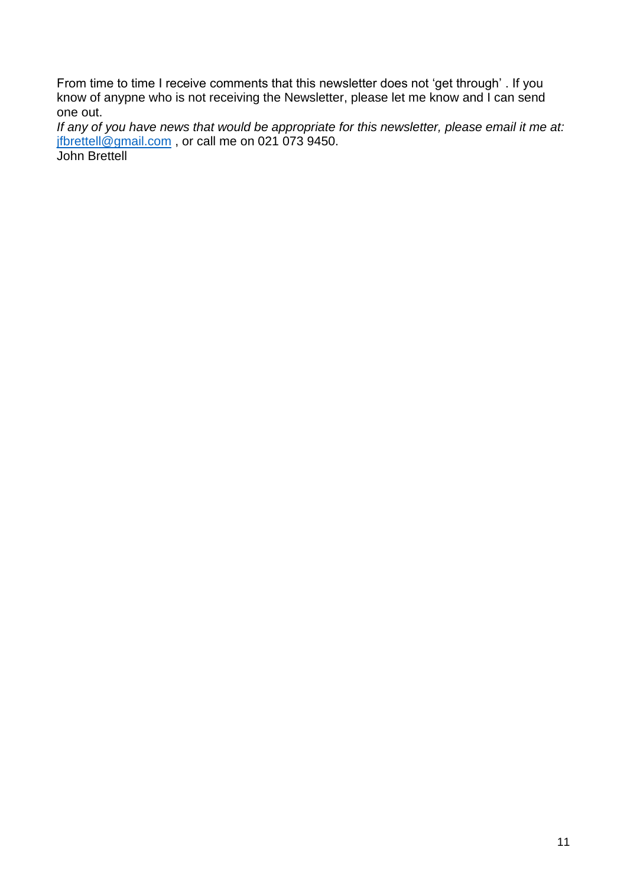From time to time I receive comments that this newsletter does not 'get through' . If you know of anypne who is not receiving the Newsletter, please let me know and I can send one out.

*If any of you have news that would be appropriate for this newsletter, please email it me at:* jfbrettell@gmail.com , or call me on 021 073 9450.

John Brettell